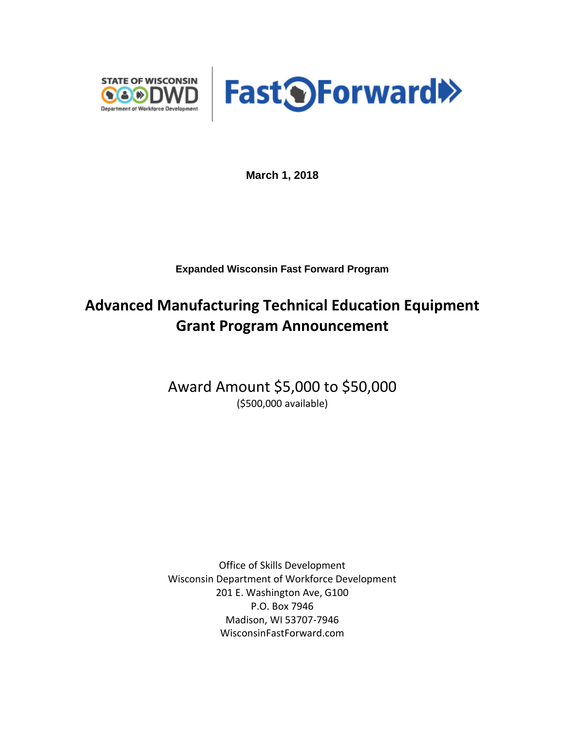STATE OF WISCONSIN DWD Department of Workforce Development | Fast Forward

**March 1, 2018**

**Expanded Wisconsin Fast Forward Program**

# Advanced Manufacturing Technical Education Equipment Grant Program Announcement

Award Amount $5,000 to $50,000

($500,000 available)

Office of Skills Development
Wisconsin Department of Workforce Development
201 E. Washington Ave, G100
P.O. Box 7946
Madison, WI 53707-7946
WisconsinFastForward.com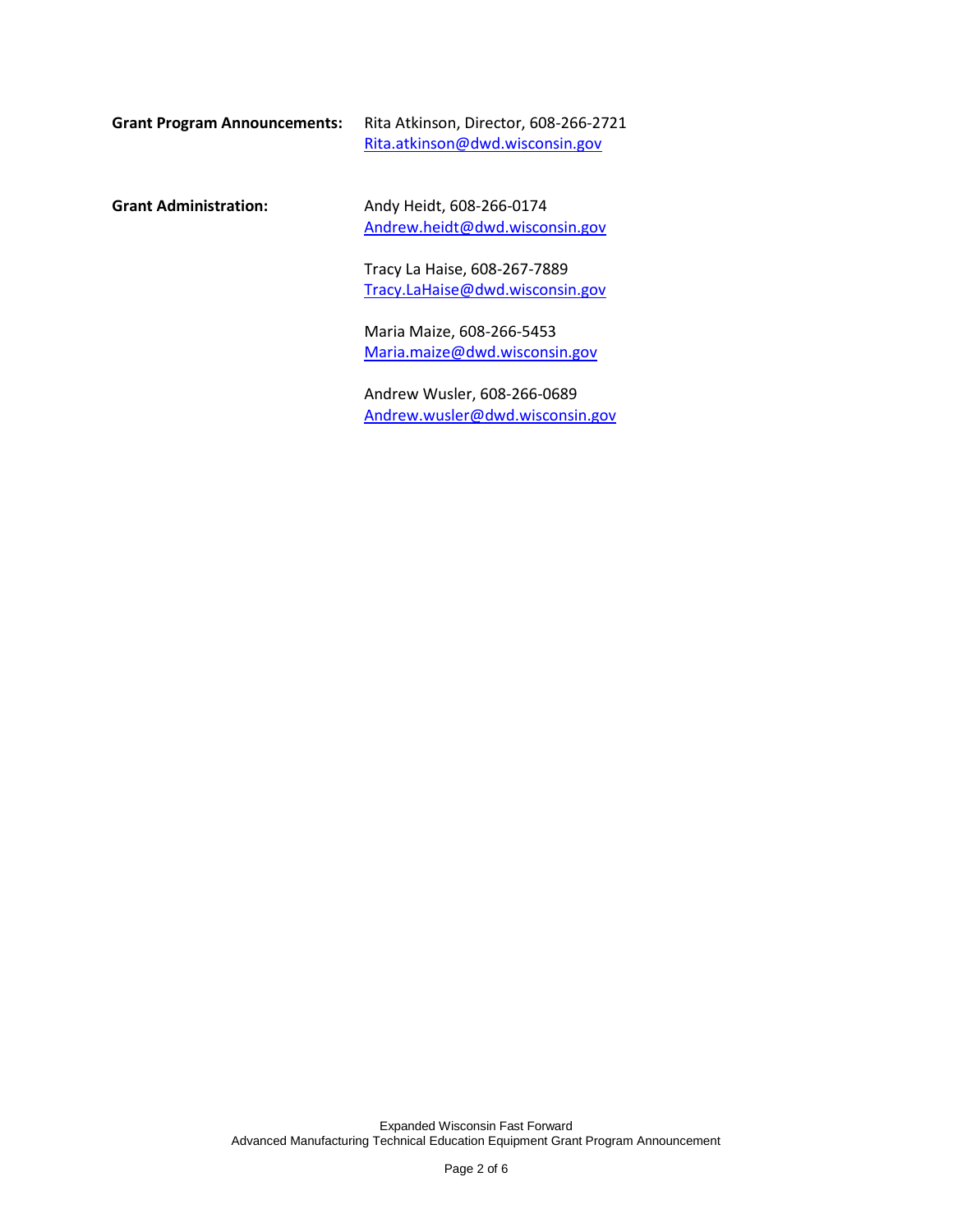**Grant Program Announcements:** Rita Atkinson, Director, 608-266-2721
Rita.atkinson@dwd.wisconsin.gov

**Grant Administration:**

Andy Heidt, 608-266-0174
Andrew.heidt@dwd.wisconsin.gov

Tracy La Haise, 608-267-7889
Tracy.LaHaise@dwd.wisconsin.gov

Maria Maize, 608-266-5453
Maria.maize@dwd.wisconsin.gov

Andrew Wusler, 608-266-0689
Andrew.wusler@dwd.wisconsin.gov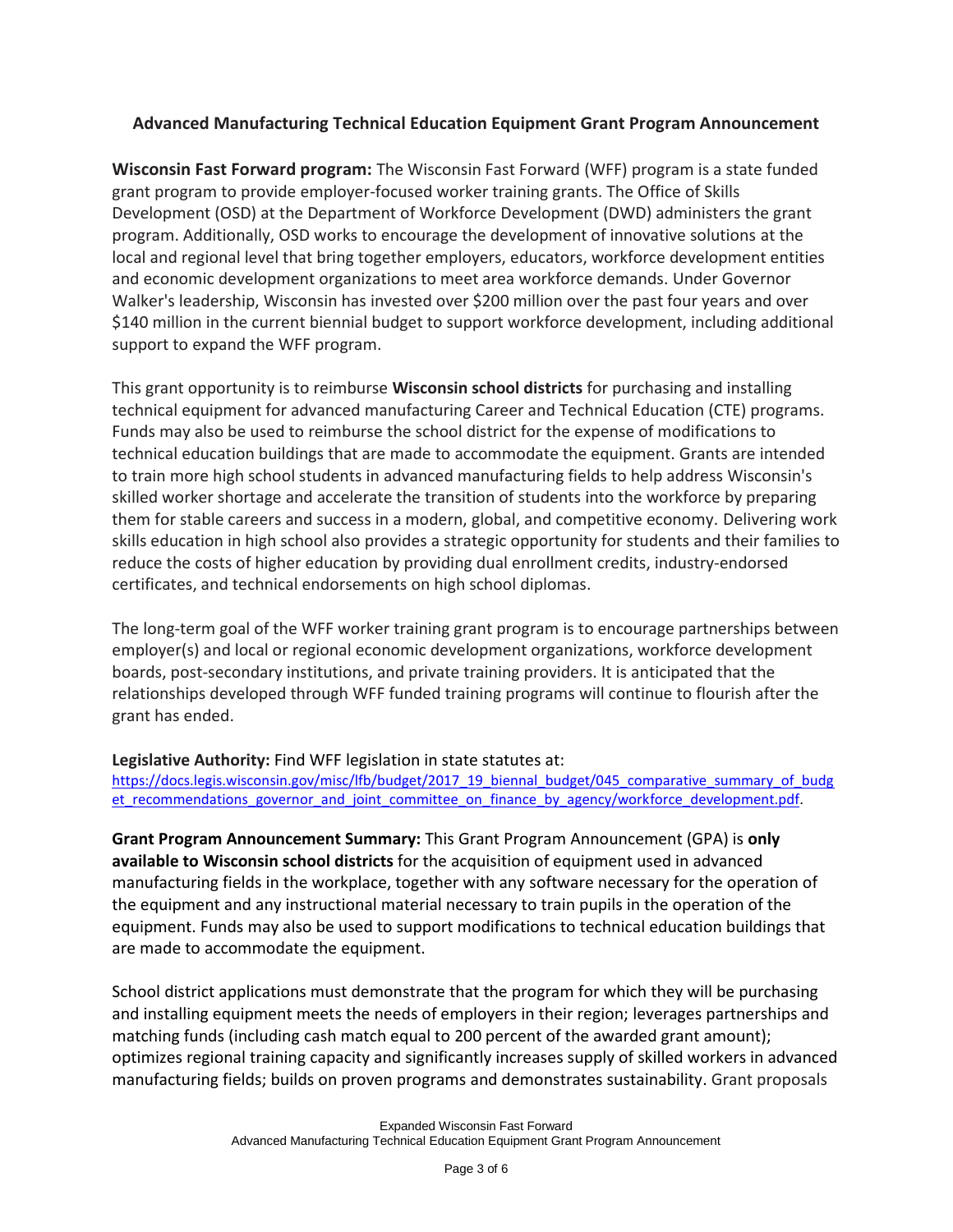## Advanced Manufacturing Technical Education Equipment Grant Program Announcement

**Wisconsin Fast Forward program:** The Wisconsin Fast Forward (WFF) program is a state funded grant program to provide employer-focused worker training grants. The Office of Skills Development (OSD) at the Department of Workforce Development (DWD) administers the grant program. Additionally, OSD works to encourage the development of innovative solutions at the local and regional level that bring together employers, educators, workforce development entities and economic development organizations to meet area workforce demands. Under Governor Walker's leadership, Wisconsin has invested over $200 million over the past four years and over $140 million in the current biennial budget to support workforce development, including additional support to expand the WFF program.

This grant opportunity is to reimburse **Wisconsin school districts** for purchasing and installing technical equipment for advanced manufacturing Career and Technical Education (CTE) programs. Funds may also be used to reimburse the school district for the expense of modifications to technical education buildings that are made to accommodate the equipment. Grants are intended to train more high school students in advanced manufacturing fields to help address Wisconsin's skilled worker shortage and accelerate the transition of students into the workforce by preparing them for stable careers and success in a modern, global, and competitive economy. Delivering work skills education in high school also provides a strategic opportunity for students and their families to reduce the costs of higher education by providing dual enrollment credits, industry-endorsed certificates, and technical endorsements on high school diplomas.

The long-term goal of the WFF worker training grant program is to encourage partnerships between employer(s) and local or regional economic development organizations, workforce development boards, post-secondary institutions, and private training providers. It is anticipated that the relationships developed through WFF funded training programs will continue to flourish after the grant has ended.

**Legislative Authority:** Find WFF legislation in state statutes at:
https://docs.legis.wisconsin.gov/misc/lfb/budget/2017_19_biennal_budget/045_comparative_summary_of_budget_recommendations_governor_and_joint_committee_on_finance_by_agency/workforce_development.pdf.

**Grant Program Announcement Summary:** This Grant Program Announcement (GPA) is **only available to Wisconsin school districts** for the acquisition of equipment used in advanced manufacturing fields in the workplace, together with any software necessary for the operation of the equipment and any instructional material necessary to train pupils in the operation of the equipment. Funds may also be used to support modifications to technical education buildings that are made to accommodate the equipment.

School district applications must demonstrate that the program for which they will be purchasing and installing equipment meets the needs of employers in their region; leverages partnerships and matching funds (including cash match equal to 200 percent of the awarded grant amount); optimizes regional training capacity and significantly increases supply of skilled workers in advanced manufacturing fields; builds on proven programs and demonstrates sustainability. Grant proposals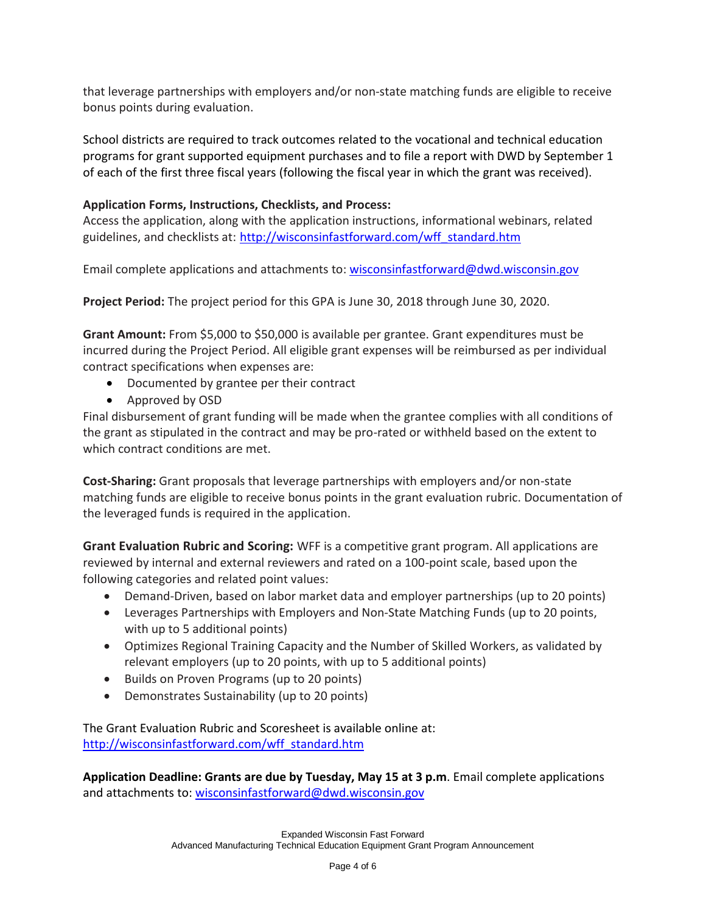that leverage partnerships with employers and/or non-state matching funds are eligible to receive bonus points during evaluation.

School districts are required to track outcomes related to the vocational and technical education programs for grant supported equipment purchases and to file a report with DWD by September 1 of each of the first three fiscal years (following the fiscal year in which the grant was received).

**Application Forms, Instructions, Checklists, and Process:**
Access the application, along with the application instructions, informational webinars, related guidelines, and checklists at: [http://wisconsinfastforward.com/wff_standard.htm](http://wisconsinfastforward.com/wff_standard.htm)

Email complete applications and attachments to: [wisconsinfastforward@dwd.wisconsin.gov](mailto:wisconsinfastforward@dwd.wisconsin.gov)

**Project Period:** The project period for this GPA is June 30, 2018 through June 30, 2020.

**Grant Amount:** From $5,000 to $50,000 is available per grantee. Grant expenditures must be incurred during the Project Period. All eligible grant expenses will be reimbursed as per individual contract specifications when expenses are:

- Documented by grantee per their contract
- Approved by OSD

Final disbursement of grant funding will be made when the grantee complies with all conditions of the grant as stipulated in the contract and may be pro-rated or withheld based on the extent to which contract conditions are met.

**Cost-Sharing:** Grant proposals that leverage partnerships with employers and/or non-state matching funds are eligible to receive bonus points in the grant evaluation rubric. Documentation of the leveraged funds is required in the application.

**Grant Evaluation Rubric and Scoring:** WFF is a competitive grant program. All applications are reviewed by internal and external reviewers and rated on a 100-point scale, based upon the following categories and related point values:

- Demand-Driven, based on labor market data and employer partnerships (up to 20 points)
- Leverages Partnerships with Employers and Non-State Matching Funds (up to 20 points, with up to 5 additional points)
- Optimizes Regional Training Capacity and the Number of Skilled Workers, as validated by relevant employers (up to 20 points, with up to 5 additional points)
- Builds on Proven Programs (up to 20 points)
- Demonstrates Sustainability (up to 20 points)

The Grant Evaluation Rubric and Scoresheet is available online at:
[http://wisconsinfastforward.com/wff_standard.htm](http://wisconsinfastforward.com/wff_standard.htm)

**Application Deadline: Grants are due by Tuesday, May 15 at 3 p.m**. Email complete applications and attachments to: [wisconsinfastforward@dwd.wisconsin.gov](mailto:wisconsinfastforward@dwd.wisconsin.gov)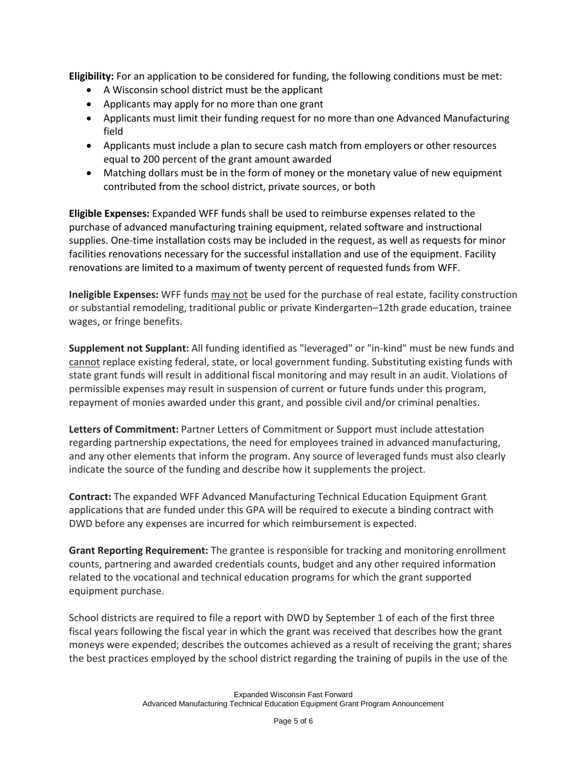**Eligibility:** For an application to be considered for funding, the following conditions must be met:

- A Wisconsin school district must be the applicant
- Applicants may apply for no more than one grant
- Applicants must limit their funding request for no more than one Advanced Manufacturing field
- Applicants must include a plan to secure cash match from employers or other resources equal to 200 percent of the grant amount awarded
- Matching dollars must be in the form of money or the monetary value of new equipment contributed from the school district, private sources, or both

**Eligible Expenses:** Expanded WFF funds shall be used to reimburse expenses related to the purchase of advanced manufacturing training equipment, related software and instructional supplies. One-time installation costs may be included in the request, as well as requests for minor facilities renovations necessary for the successful installation and use of the equipment. Facility renovations are limited to a maximum of twenty percent of requested funds from WFF.

**Ineligible Expenses:** WFF funds <u>may not</u> be used for the purchase of real estate, facility construction or substantial remodeling, traditional public or private Kindergarten–12th grade education, trainee wages, or fringe benefits.

**Supplement not Supplant:** All funding identified as "leveraged" or "in-kind" must be new funds and <u>cannot</u> replace existing federal, state, or local government funding. Substituting existing funds with state grant funds will result in additional fiscal monitoring and may result in an audit. Violations of permissible expenses may result in suspension of current or future funds under this program, repayment of monies awarded under this grant, and possible civil and/or criminal penalties.

**Letters of Commitment:** Partner Letters of Commitment or Support must include attestation regarding partnership expectations, the need for employees trained in advanced manufacturing, and any other elements that inform the program. Any source of leveraged funds must also clearly indicate the source of the funding and describe how it supplements the project.

**Contract:** The expanded WFF Advanced Manufacturing Technical Education Equipment Grant applications that are funded under this GPA will be required to execute a binding contract with DWD before any expenses are incurred for which reimbursement is expected.

**Grant Reporting Requirement:** The grantee is responsible for tracking and monitoring enrollment counts, partnering and awarded credentials counts, budget and any other required information related to the vocational and technical education programs for which the grant supported equipment purchase.

School districts are required to file a report with DWD by September 1 of each of the first three fiscal years following the fiscal year in which the grant was received that describes how the grant moneys were expended; describes the outcomes achieved as a result of receiving the grant; shares the best practices employed by the school district regarding the training of pupils in the use of the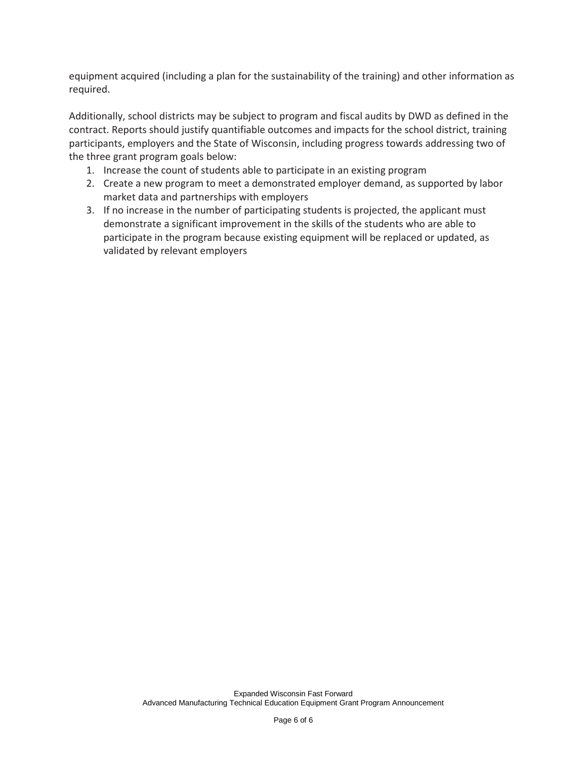equipment acquired (including a plan for the sustainability of the training) and other information as required.

Additionally, school districts may be subject to program and fiscal audits by DWD as defined in the contract. Reports should justify quantifiable outcomes and impacts for the school district, training participants, employers and the State of Wisconsin, including progress towards addressing two of the three grant program goals below:

1. Increase the count of students able to participate in an existing program
2. Create a new program to meet a demonstrated employer demand, as supported by labor market data and partnerships with employers
3. If no increase in the number of participating students is projected, the applicant must demonstrate a significant improvement in the skills of the students who are able to participate in the program because existing equipment will be replaced or updated, as validated by relevant employers